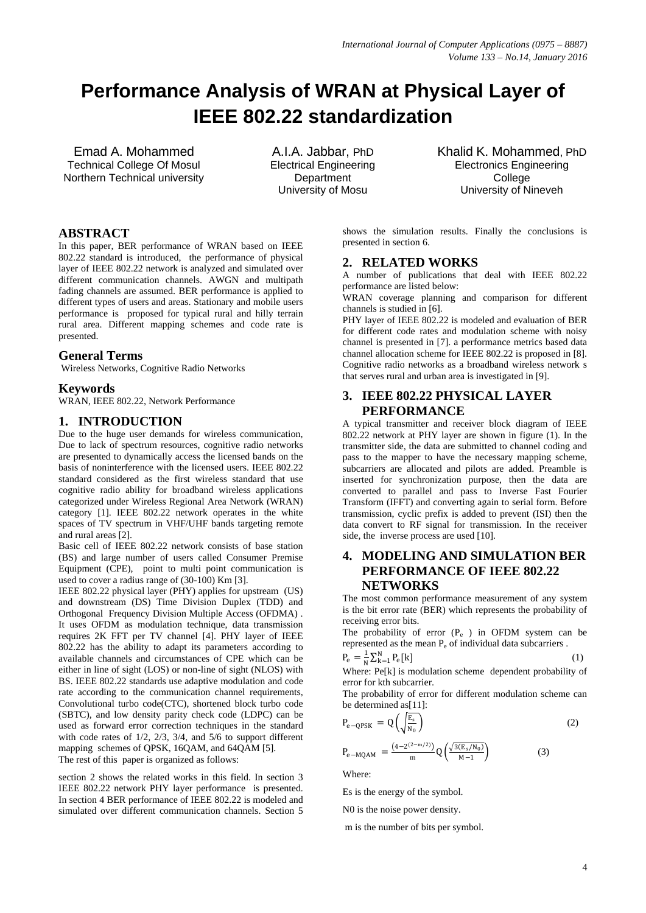# Performance Analysis of WRAN at Physical Layer of IEEE 802.22 standardization

Emad A. Mohammed
Technical College Of Mosul
Northern Technical university

A.I.A. Jabbar, PhD
Electrical Engineering Department
University of Mosu

Khalid K. Mohammed, PhD
Electronics Engineering College
University of Nineveh

## ABSTRACT

In this paper, BER performance of WRAN based on IEEE 802.22 standard is introduced, the performance of physical layer of IEEE 802.22 network is analyzed and simulated over different communication channels. AWGN and multipath fading channels are assumed. BER performance is applied to different types of users and areas. Stationary and mobile users performance is proposed for typical rural and hilly terrain rural area. Different mapping schemes and code rate is presented.

### General Terms

Wireless Networks, Cognitive Radio Networks

### Keywords

WRAN, IEEE 802.22, Network Performance

## 1. INTRODUCTION

Due to the huge user demands for wireless communication, Due to lack of spectrum resources, cognitive radio networks are presented to dynamically access the licensed bands on the basis of noninterference with the licensed users. IEEE 802.22 standard considered as the first wireless standard that use cognitive radio ability for broadband wireless applications categorized under Wireless Regional Area Network (WRAN) category [1]. IEEE 802.22 network operates in the white spaces of TV spectrum in VHF/UHF bands targeting remote and rural areas [2].

Basic cell of IEEE 802.22 network consists of base station (BS) and large number of users called Consumer Premise Equipment (CPE), point to multi point communication is used to cover a radius range of (30-100) Km [3].

IEEE 802.22 physical layer (PHY) applies for upstream (US) and downstream (DS) Time Division Duplex (TDD) and Orthogonal Frequency Division Multiple Access (OFDMA) . It uses OFDM as modulation technique, data transmission requires 2K FFT per TV channel [4]. PHY layer of IEEE 802.22 has the ability to adapt its parameters according to available channels and circumstances of CPE which can be either in line of sight (LOS) or non-line of sight (NLOS) with BS. IEEE 802.22 standards use adaptive modulation and code rate according to the communication channel requirements, Convolutional turbo code(CTC), shortened block turbo code (SBTC), and low density parity check code (LDPC) can be used as forward error correction techniques in the standard with code rates of 1/2, 2/3, 3/4, and 5/6 to support different mapping schemes of QPSK, 16QAM, and 64QAM [5].

The rest of this paper is organized as follows:

section 2 shows the related works in this field. In section 3 IEEE 802.22 network PHY layer performance is presented. In section 4 BER performance of IEEE 802.22 is modeled and simulated over different communication channels. Section 5 shows the simulation results. Finally the conclusions is presented in section 6.

## 2. RELATED WORKS

A number of publications that deal with IEEE 802.22 performance are listed below:

WRAN coverage planning and comparison for different channels is studied in [6].

PHY layer of IEEE 802.22 is modeled and evaluation of BER for different code rates and modulation scheme with noisy channel is presented in [7]. a performance metrics based data channel allocation scheme for IEEE 802.22 is proposed in [8]. Cognitive radio networks as a broadband wireless network s that serves rural and urban area is investigated in [9].

## 3. IEEE 802.22 PHYSICAL LAYER PERFORMANCE

A typical transmitter and receiver block diagram of IEEE 802.22 network at PHY layer are shown in figure (1). In the transmitter side, the data are submitted to channel coding and pass to the mapper to have the necessary mapping scheme, subcarriers are allocated and pilots are added. Preamble is inserted for synchronization purpose, then the data are converted to parallel and pass to Inverse Fast Fourier Transform (IFFT) and converting again to serial form. Before transmission, cyclic prefix is added to prevent (ISI) then the data convert to RF signal for transmission. In the receiver side, the inverse process are used [10].

## 4. MODELING AND SIMULATION BER PERFORMANCE OF IEEE 802.22 NETWORKS

The most common performance measurement of any system is the bit error rate (BER) which represents the probability of receiving error bits.

The probability of error ($P_e$ ) in OFDM system can be represented as the mean $P_e$ of individual data subcarriers .

$$P_e = \frac{1}{N}\sum_{k=1}^{N} P_e[k] \quad (1)$$

Where: Pe[k] is modulation scheme dependent probability of error for kth subcarrier.

The probability of error for different modulation scheme can be determined as[11]:

$$P_{e-QPSK} = Q\left(\sqrt{\frac{E_s}{N_0}}\right) \quad (2)$$

$$P_{e-MQAM} = \frac{\left(4-2^{(2-m/2)}\right)}{m} Q\left(\frac{\sqrt{3(E_s/N_0)}}{M-1}\right) \quad (3)$$

Where:

Es is the energy of the symbol.

N0 is the noise power density.

m is the number of bits per symbol.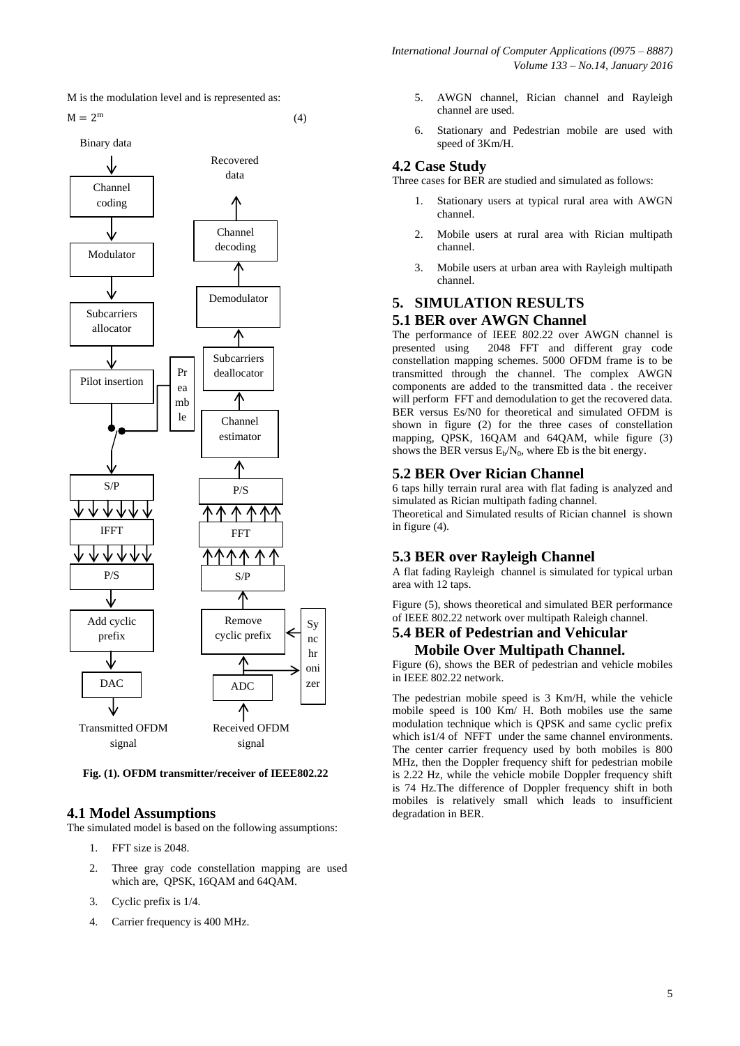M is the modulation level and is represented as:

$$M = 2^m \quad (4)$$

Fig. (1). OFDM transmitter/receiver of IEEE802.22

## 4.1 Model Assumptions

The simulated model is based on the following assumptions:

1. FFT size is 2048.
2. Three gray code constellation mapping are used which are, QPSK, 16QAM and 64QAM.
3. Cyclic prefix is 1/4.
4. Carrier frequency is 400 MHz.
5. AWGN channel, Rician channel and Rayleigh channel are used.
6. Stationary and Pedestrian mobile are used with speed of 3Km/H.

## 4.2 Case Study

Three cases for BER are studied and simulated as follows:

1. Stationary users at typical rural area with AWGN channel.
2. Mobile users at rural area with Rician multipath channel.
3. Mobile users at urban area with Rayleigh multipath channel.

# 5. SIMULATION RESULTS

## 5.1 BER over AWGN Channel

The performance of IEEE 802.22 over AWGN channel is presented using 2048 FFT and different gray code constellation mapping schemes. 5000 OFDM frame is to be transmitted through the channel. The complex AWGN components are added to the transmitted data . the receiver will perform FFT and demodulation to get the recovered data. BER versus Es/N0 for theoretical and simulated OFDM is shown in figure (2) for the three cases of constellation mapping, QPSK, 16QAM and 64QAM, while figure (3) shows the BER versus $E_b/N_0$, where Eb is the bit energy.

## 5.2 BER Over Rician Channel

6 taps hilly terrain rural area with flat fading is analyzed and simulated as Rician multipath fading channel.

Theoretical and Simulated results of Rician channel is shown in figure (4).

## 5.3 BER over Rayleigh Channel

A flat fading Rayleigh channel is simulated for typical urban area with 12 taps.

Figure (5), shows theoretical and simulated BER performance of IEEE 802.22 network over multipath Raleigh channel.

## 5.4 BER of Pedestrian and Vehicular Mobile Over Multipath Channel.

Figure (6), shows the BER of pedestrian and vehicle mobiles in IEEE 802.22 network.

The pedestrian mobile speed is 3 Km/H, while the vehicle mobile speed is 100 Km/ H. Both mobiles use the same modulation technique which is QPSK and same cyclic prefix which is1/4 of NFFT under the same channel environments. The center carrier frequency used by both mobiles is 800 MHz, then the Doppler frequency shift for pedestrian mobile is 2.22 Hz, while the vehicle mobile Doppler frequency shift is 74 Hz.The difference of Doppler frequency shift in both mobiles is relatively small which leads to insufficient degradation in BER.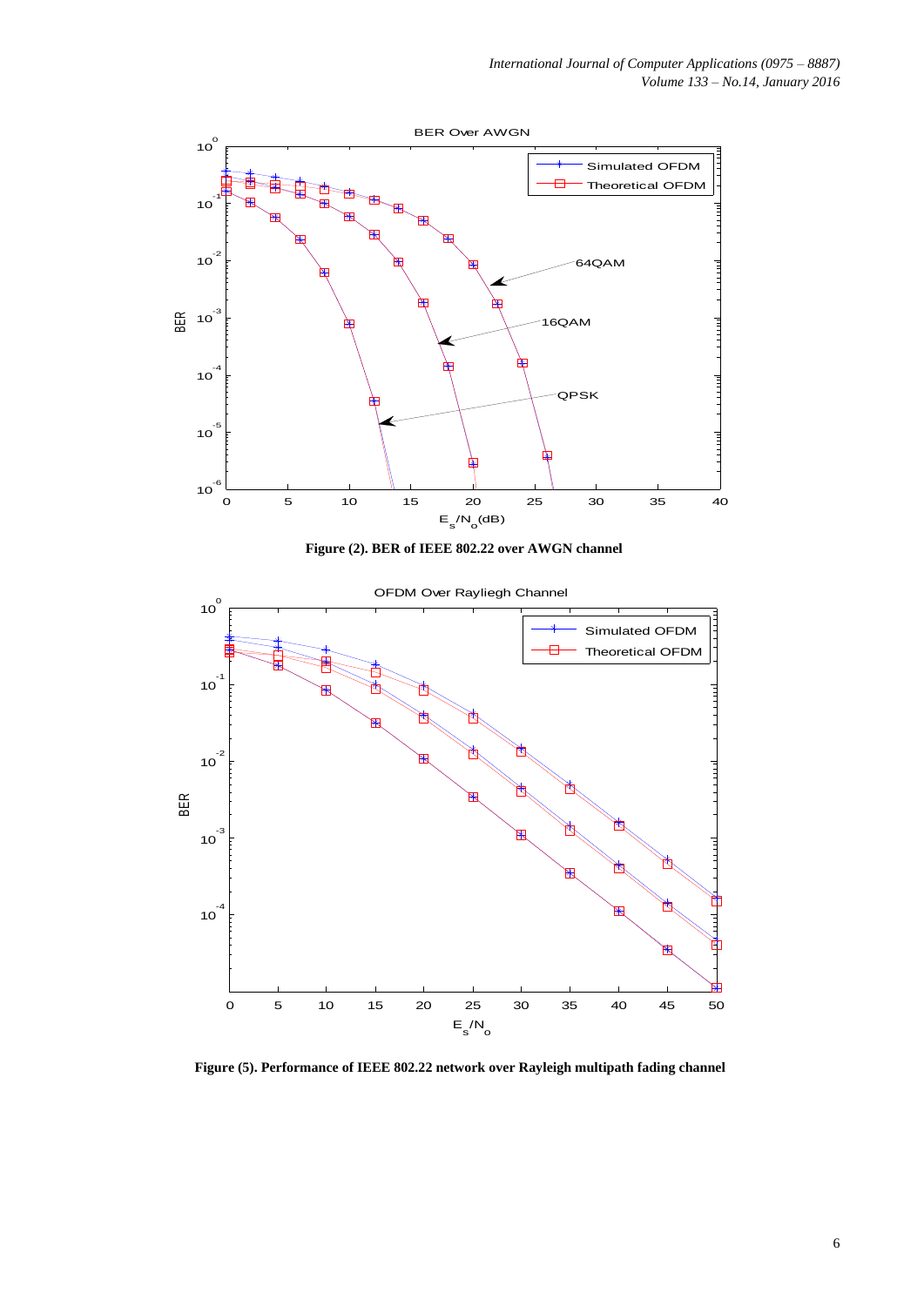Figure (2). BER of IEEE 802.22 over AWGN channel

Figure (5). Performance of IEEE 802.22 network over Rayleigh multipath fading channel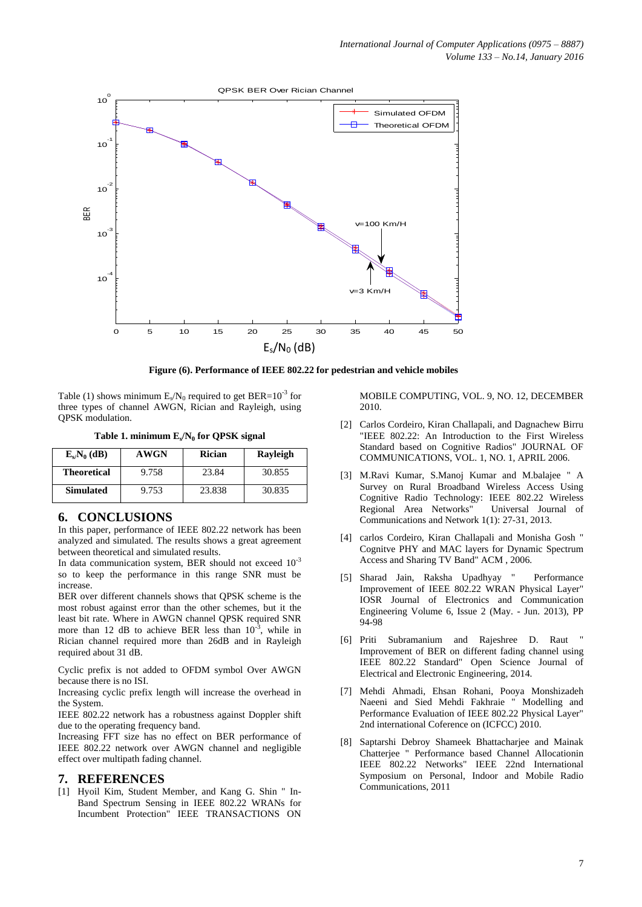Figure (6). Performance of IEEE 802.22 for pedestrian and vehicle mobiles

Table (1) shows minimum $E_s/N_0$ required to get BER=$10^{-3}$ for three types of channel AWGN, Rician and Rayleigh, using QPSK modulation.

**Table 1. minimum $E_s/N_0$ for QPSK signal**

| $E_s/N_0$ (dB) | AWGN | Rician | Rayleigh |
|---|---|---|---|
| **Theoretical** | 9.758 | 23.84 | 30.855 |
| **Simulated** | 9.753 | 23.838 | 30.835 |

## 6. CONCLUSIONS

In this paper, performance of IEEE 802.22 network has been analyzed and simulated. The results shows a great agreement between theoretical and simulated results.

In data communication system, BER should not exceed $10^{-3}$ so to keep the performance in this range SNR must be increase.

BER over different channels shows that QPSK scheme is the most robust against error than the other schemes, but it the least bit rate. Where in AWGN channel QPSK required SNR more than 12 dB to achieve BER less than $10^{-3}$, while in Rician channel required more than 26dB and in Rayleigh required about 31 dB.

Cyclic prefix is not added to OFDM symbol Over AWGN because there is no ISI.

Increasing cyclic prefix length will increase the overhead in the System.

IEEE 802.22 network has a robustness against Doppler shift due to the operating frequency band.

Increasing FFT size has no effect on BER performance of IEEE 802.22 network over AWGN channel and negligible effect over multipath fading channel.

## 7. REFERENCES

[1] Hyoil Kim, Student Member, and Kang G. Shin " In-Band Spectrum Sensing in IEEE 802.22 WRANs for Incumbent Protection" IEEE TRANSACTIONS ON MOBILE COMPUTING, VOL. 9, NO. 12, DECEMBER 2010.

[2] Carlos Cordeiro, Kiran Challapali, and Dagnachew Birru "IEEE 802.22: An Introduction to the First Wireless Standard based on Cognitive Radios" JOURNAL OF COMMUNICATIONS, VOL. 1, NO. 1, APRIL 2006.

[3] M.Ravi Kumar, S.Manoj Kumar and M.balajee " A Survey on Rural Broadband Wireless Access Using Cognitive Radio Technology: IEEE 802.22 Wireless Regional Area Networks" Universal Journal of Communications and Network 1(1): 27-31, 2013.

[4] carlos Cordeiro, Kiran Challapali and Monisha Gosh " Cognitve PHY and MAC layers for Dynamic Spectrum Access and Sharing TV Band" ACM , 2006.

[5] Sharad Jain, Raksha Upadhyay " Performance Improvement of IEEE 802.22 WRAN Physical Layer" IOSR Journal of Electronics and Communication Engineering Volume 6, Issue 2 (May. - Jun. 2013), PP 94-98

[6] Priti Subramanium and Rajeshree D. Raut " Improvement of BER on different fading channel using IEEE 802.22 Standard" Open Science Journal of Electrical and Electronic Engineering, 2014.

[7] Mehdi Ahmadi, Ehsan Rohani, Pooya Monshizadeh Naeeni and Sied Mehdi Fakhraie " Modelling and Performance Evaluation of IEEE 802.22 Physical Layer" 2nd international Coference on (ICFCC) 2010.

[8] Saptarshi Debroy Shameek Bhattacharjee and Mainak Chatterjee " Performance based Channel Allocationin IEEE 802.22 Networks" IEEE 22nd International Symposium on Personal, Indoor and Mobile Radio Communications, 2011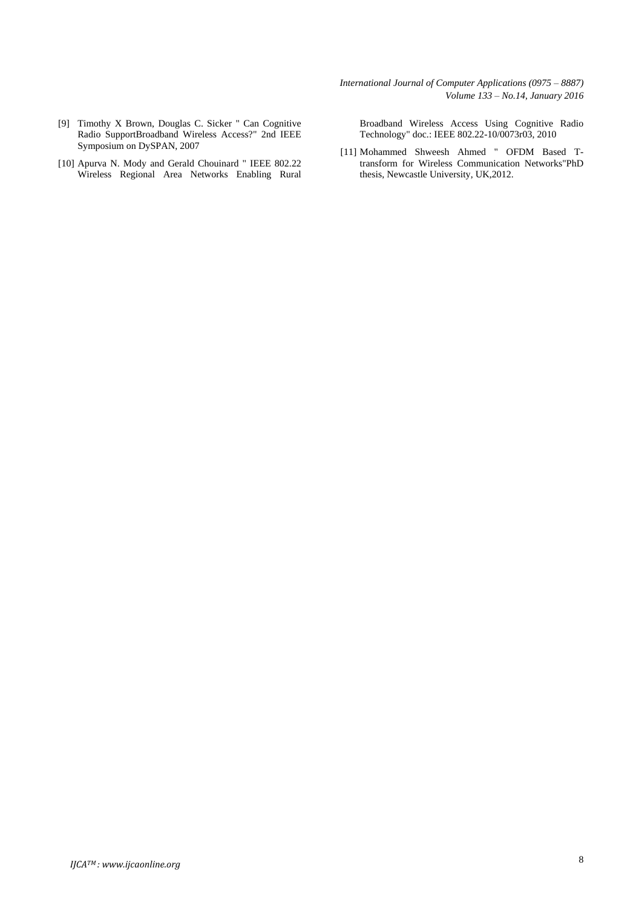[9] Timothy X Brown, Douglas C. Sicker " Can Cognitive Radio SupportBroadband Wireless Access?" 2nd IEEE Symposium on DySPAN, 2007

[10] Apurva N. Mody and Gerald Chouinard " IEEE 802.22 Wireless Regional Area Networks Enabling Rural Broadband Wireless Access Using Cognitive Radio Technology" doc.: IEEE 802.22-10/0073r03, 2010

[11] Mohammed Shweesh Ahmed " OFDM Based T-transform for Wireless Communication Networks"PhD thesis, Newcastle University, UK,2012.